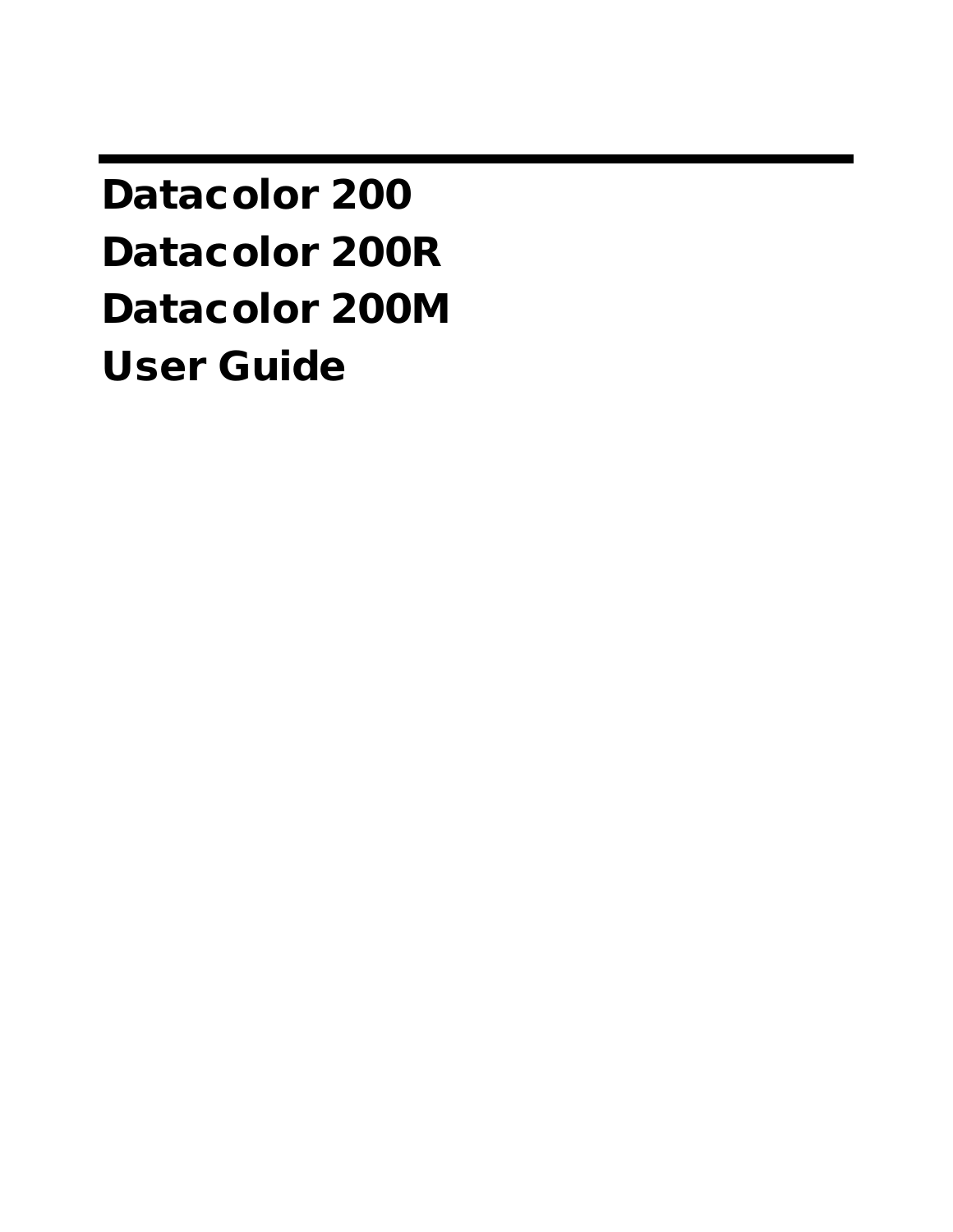# Datacolor 200
# Datacolor 200R
# Datacolor 200M
# User Guide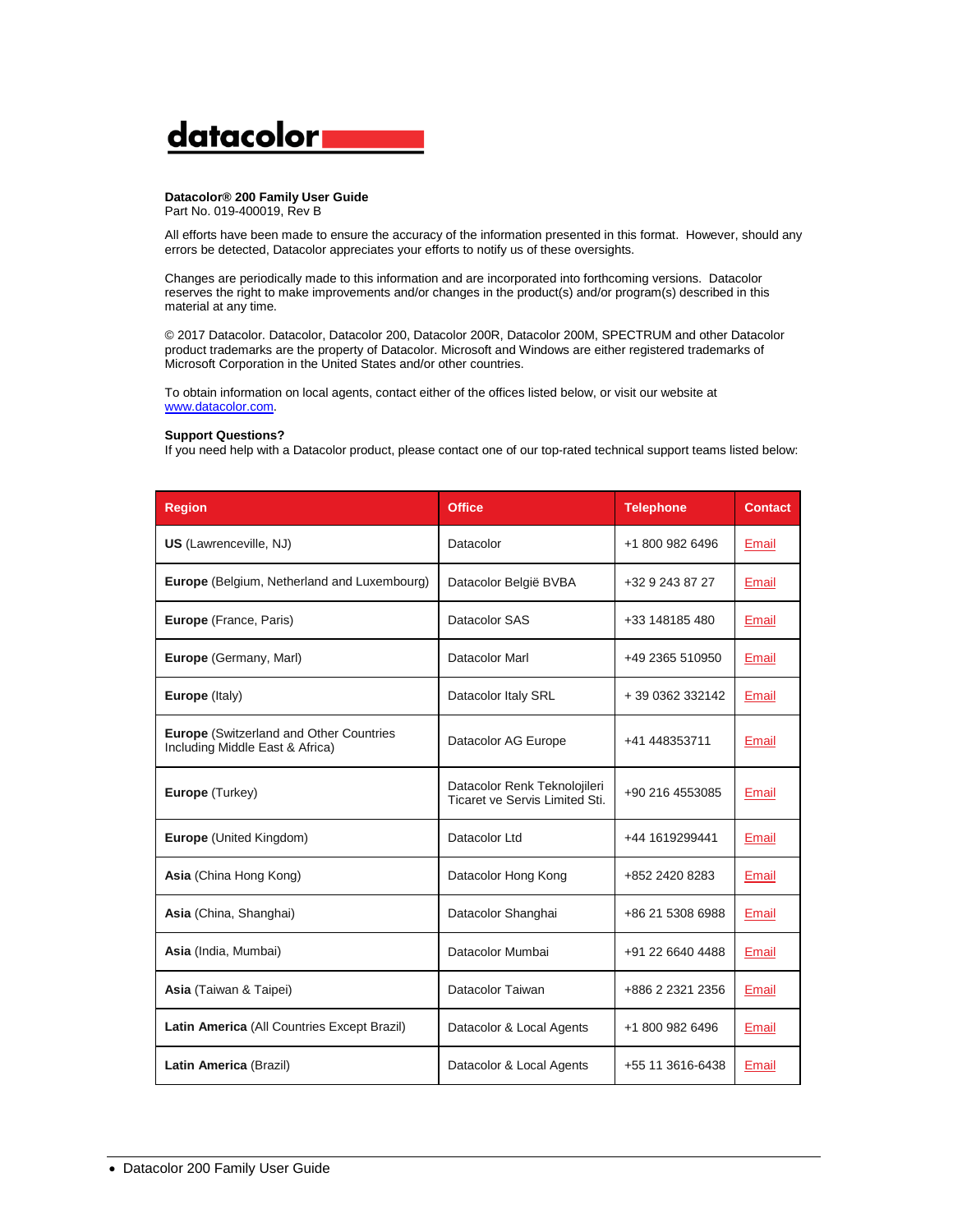**Datacolor® 200 Family User Guide**
Part No. 019-400019, Rev B

All efforts have been made to ensure the accuracy of the information presented in this format. However, should any errors be detected, Datacolor appreciates your efforts to notify us of these oversights.

Changes are periodically made to this information and are incorporated into forthcoming versions. Datacolor reserves the right to make improvements and/or changes in the product(s) and/or program(s) described in this material at any time.

© 2017 Datacolor. Datacolor, Datacolor 200, Datacolor 200R, Datacolor 200M, SPECTRUM and other Datacolor product trademarks are the property of Datacolor. Microsoft and Windows are either registered trademarks of Microsoft Corporation in the United States and/or other countries.

To obtain information on local agents, contact either of the offices listed below, or visit our website at www.datacolor.com.

**Support Questions?**
If you need help with a Datacolor product, please contact one of our top-rated technical support teams listed below:

| Region | Office | Telephone | Contact |
|---|---|---|---|
| **US** (Lawrenceville, NJ) | Datacolor | +1 800 982 6496 | Email |
| **Europe** (Belgium, Netherland and Luxembourg) | Datacolor België BVBA | +32 9 243 87 27 | Email |
| **Europe** (France, Paris) | Datacolor SAS | +33 148185 480 | Email |
| **Europe** (Germany, Marl) | Datacolor Marl | +49 2365 510950 | Email |
| **Europe** (Italy) | Datacolor Italy SRL | + 39 0362 332142 | Email |
| **Europe** (Switzerland and Other Countries Including Middle East & Africa) | Datacolor AG Europe | +41 448353711 | Email |
| **Europe** (Turkey) | Datacolor Renk Teknolojileri Ticaret ve Servis Limited Sti. | +90 216 4553085 | Email |
| **Europe** (United Kingdom) | Datacolor Ltd | +44 1619299441 | Email |
| **Asia** (China Hong Kong) | Datacolor Hong Kong | +852 2420 8283 | Email |
| **Asia** (China, Shanghai) | Datacolor Shanghai | +86 21 5308 6988 | Email |
| **Asia** (India, Mumbai) | Datacolor Mumbai | +91 22 6640 4488 | Email |
| **Asia** (Taiwan & Taipei) | Datacolor Taiwan | +886 2 2321 2356 | Email |
| **Latin America** (All Countries Except Brazil) | Datacolor & Local Agents | +1 800 982 6496 | Email |
| **Latin America** (Brazil) | Datacolor & Local Agents | +55 11 3616-6438 | Email |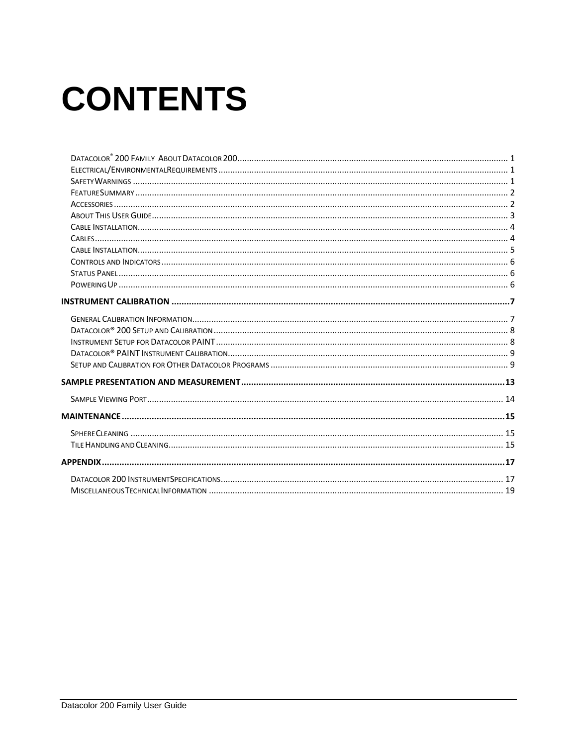# CONTENTS

- DATACOLOR® 200 FAMILY ABOUT DATACOLOR 200 ........ 1
- ELECTRICAL/ENVIRONMENTAL REQUIREMENTS ........ 1
- SAFETY WARNINGS ........ 1
- FEATURE SUMMARY ........ 2
- ACCESSORIES ........ 2
- ABOUT THIS USER GUIDE ........ 3
- CABLE INSTALLATION ........ 4
- CABLES ........ 4
- CABLE INSTALLATION ........ 5
- CONTROLS AND INDICATORS ........ 6
- STATUS PANEL ........ 6
- POWERING UP ........ 6

**INSTRUMENT CALIBRATION ........ 7**

- GENERAL CALIBRATION INFORMATION ........ 7
- DATACOLOR® 200 SETUP AND CALIBRATION ........ 8
- INSTRUMENT SETUP FOR DATACOLOR PAINT ........ 8
- DATACOLOR® PAINT INSTRUMENT CALIBRATION ........ 9
- SETUP AND CALIBRATION FOR OTHER DATACOLOR PROGRAMS ........ 9

**SAMPLE PRESENTATION AND MEASUREMENT ........ 13**

- SAMPLE VIEWING PORT ........ 14

**MAINTENANCE ........ 15**

- SPHERE CLEANING ........ 15
- TILE HANDLING AND CLEANING ........ 15

**APPENDIX ........ 17**

- DATACOLOR 200 INSTRUMENT SPECIFICATIONS ........ 17
- MISCELLANEOUS TECHNICAL INFORMATION ........ 19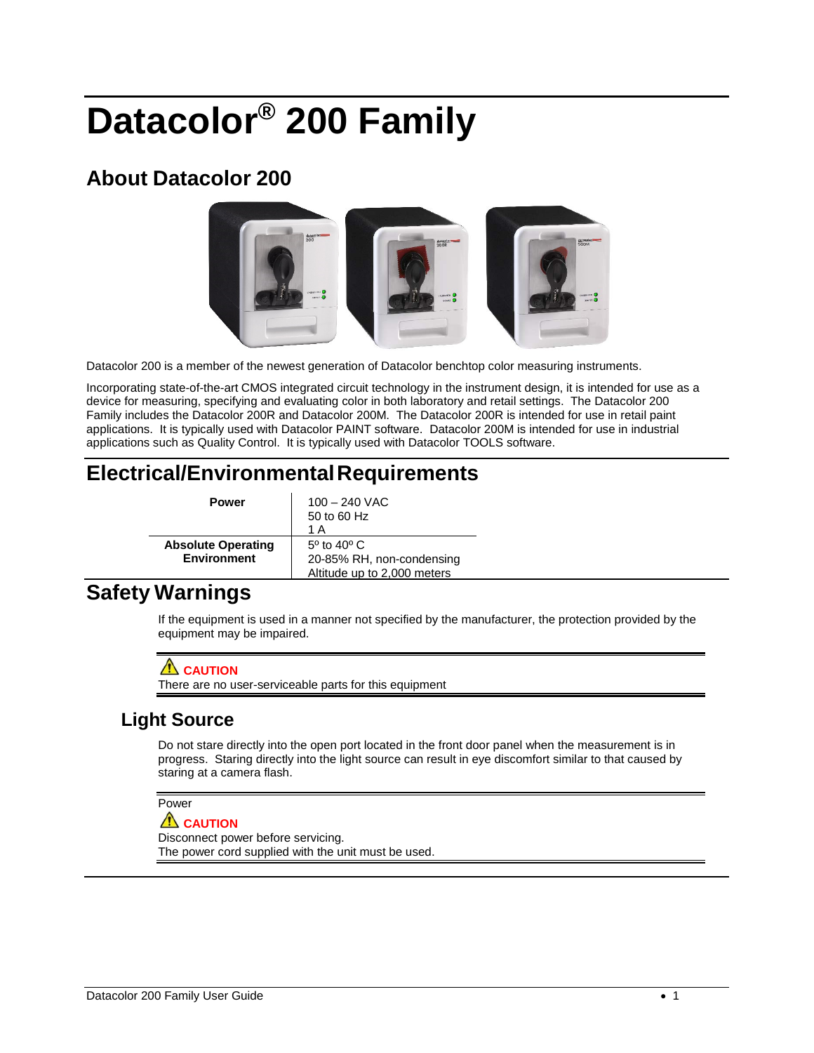# Datacolor® 200 Family

## About Datacolor 200

Datacolor 200 is a member of the newest generation of Datacolor benchtop color measuring instruments.

Incorporating state-of-the-art CMOS integrated circuit technology in the instrument design, it is intended for use as a device for measuring, specifying and evaluating color in both laboratory and retail settings. The Datacolor 200 Family includes the Datacolor 200R and Datacolor 200M. The Datacolor 200R is intended for use in retail paint applications. It is typically used with Datacolor PAINT software. Datacolor 200M is intended for use in industrial applications such as Quality Control. It is typically used with Datacolor TOOLS software.

## Electrical/Environmental Requirements

| | |
|---|---|
| **Power** | 100 – 240 VAC<br>50 to 60 Hz<br>1 A |
| **Absolute Operating Environment** | 5º to 40º C<br>20-85% RH, non-condensing<br>Altitude up to 2,000 meters |

## Safety Warnings

If the equipment is used in a manner not specified by the manufacturer, the protection provided by the equipment may be impaired.

**CAUTION**
There are no user-serviceable parts for this equipment

### Light Source

Do not stare directly into the open port located in the front door panel when the measurement is in progress. Staring directly into the light source can result in eye discomfort similar to that caused by staring at a camera flash.

Power

**CAUTION**
Disconnect power before servicing.
The power cord supplied with the unit must be used.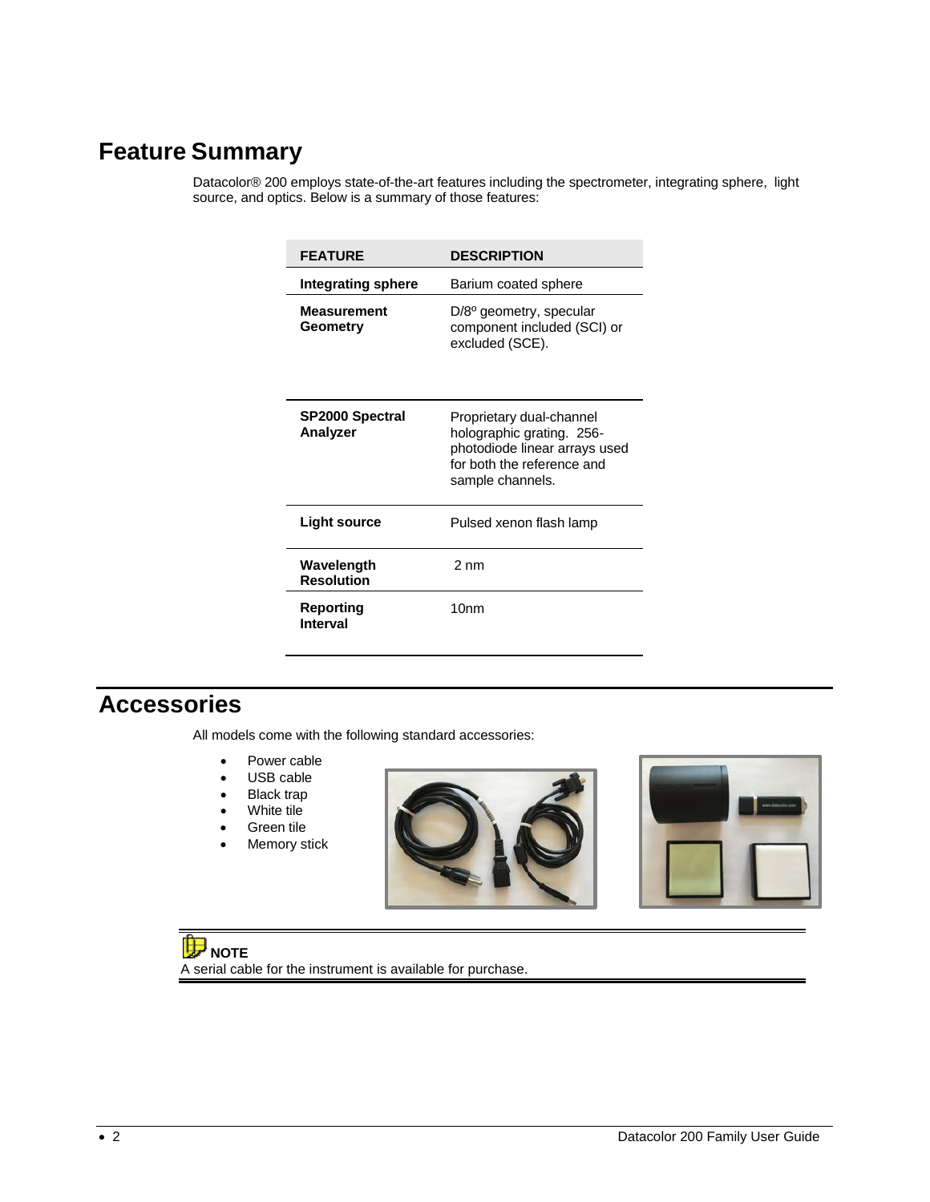## Feature Summary

Datacolor® 200 employs state-of-the-art features including the spectrometer, integrating sphere, light source, and optics. Below is a summary of those features:

| FEATURE | DESCRIPTION |
|---|---|
| **Integrating sphere** | Barium coated sphere |
| **Measurement Geometry** | D/8º geometry, specular component included (SCI) or excluded (SCE). |
| **SP2000 Spectral Analyzer** | Proprietary dual-channel holographic grating. 256-photodiode linear arrays used for both the reference and sample channels. |
| **Light source** | Pulsed xenon flash lamp |
| **Wavelength Resolution** | 2 nm |
| **Reporting Interval** | 10nm |

## Accessories

All models come with the following standard accessories:

- Power cable
- USB cable
- Black trap
- White tile
- Green tile
- Memory stick

**NOTE**
A serial cable for the instrument is available for purchase.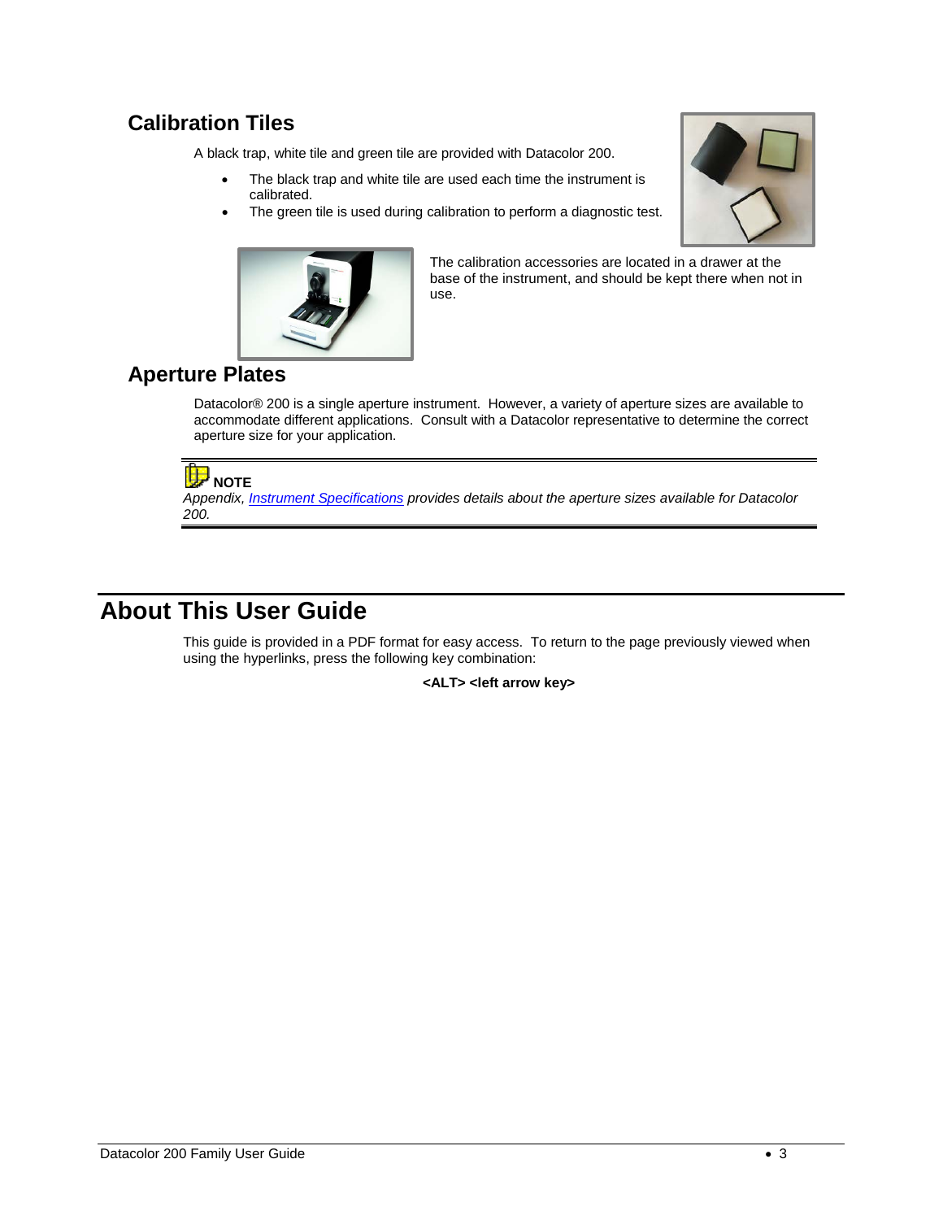## Calibration Tiles

A black trap, white tile and green tile are provided with Datacolor 200.

- The black trap and white tile are used each time the instrument is calibrated.
- The green tile is used during calibration to perform a diagnostic test.

The calibration accessories are located in a drawer at the base of the instrument, and should be kept there when not in use.

## Aperture Plates

Datacolor® 200 is a single aperture instrument. However, a variety of aperture sizes are available to accommodate different applications. Consult with a Datacolor representative to determine the correct aperture size for your application.

---

**NOTE**

*Appendix, Instrument Specifications provides details about the aperture sizes available for Datacolor 200.*

---

# About This User Guide

This guide is provided in a PDF format for easy access. To return to the page previously viewed when using the hyperlinks, press the following key combination:

**<ALT> <left arrow key>**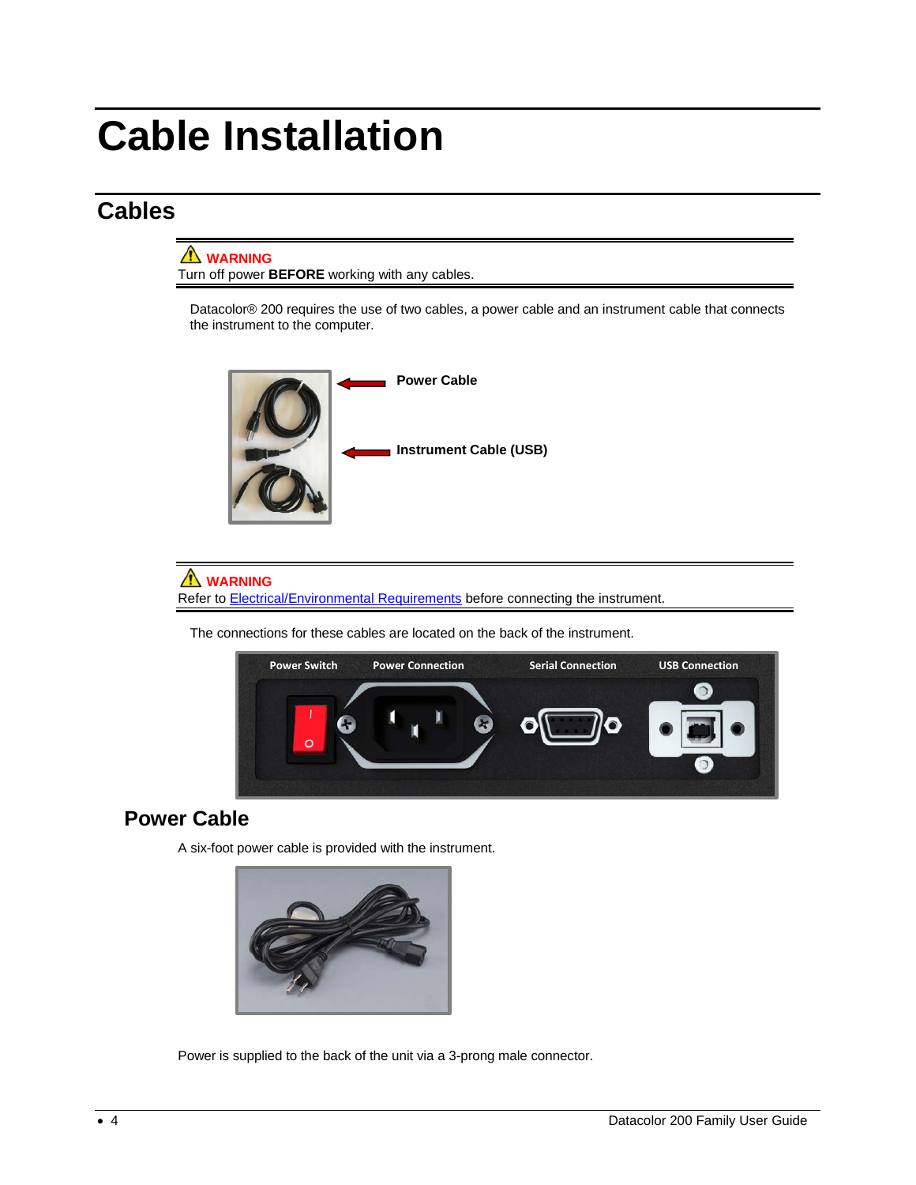# Cable Installation

## Cables

⚠ **WARNING**
Turn off power **BEFORE** working with any cables.

Datacolor® 200 requires the use of two cables, a power cable and an instrument cable that connects the instrument to the computer.

**Power Cable**

**Instrument Cable (USB)**

⚠ **WARNING**
Refer to Electrical/Environmental Requirements before connecting the instrument.

The connections for these cables are located on the back of the instrument.

Power Switch | Power Connection | Serial Connection | USB Connection

### Power Cable

A six-foot power cable is provided with the instrument.

Power is supplied to the back of the unit via a 3-prong male connector.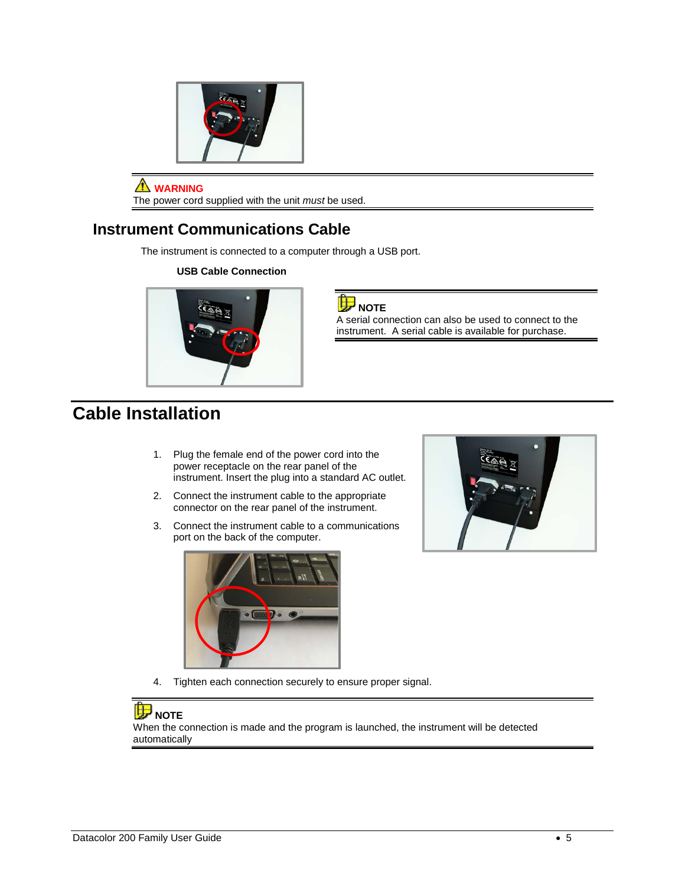> **WARNING**
> The power cord supplied with the unit *must* be used.

## Instrument Communications Cable

The instrument is connected to a computer through a USB port.

**USB Cable Connection**

> **NOTE**
> A serial connection can also be used to connect to the instrument. A serial cable is available for purchase.

# Cable Installation

1. Plug the female end of the power cord into the power receptacle on the rear panel of the instrument. Insert the plug into a standard AC outlet.
2. Connect the instrument cable to the appropriate connector on the rear panel of the instrument.
3. Connect the instrument cable to a communications port on the back of the computer.
4. Tighten each connection securely to ensure proper signal.

> **NOTE**
> When the connection is made and the program is launched, the instrument will be detected automatically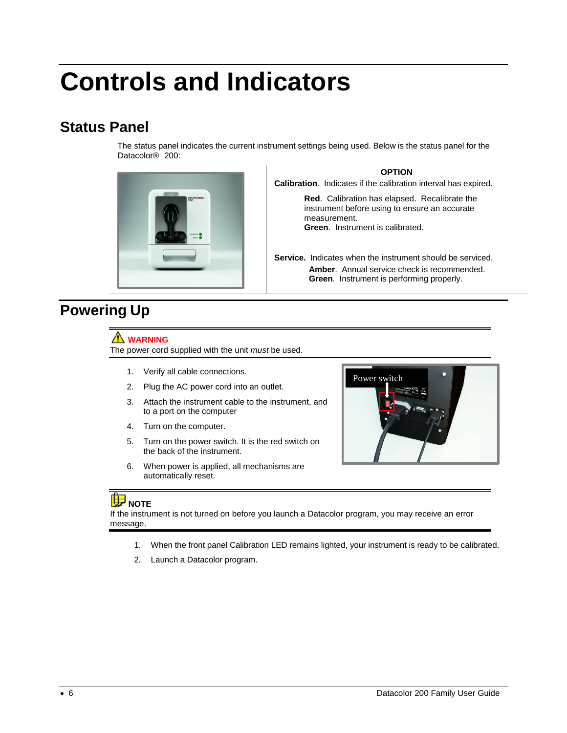# Controls and Indicators

## Status Panel

The status panel indicates the current instrument settings being used. Below is the status panel for the Datacolor® 200:

**OPTION**

**Calibration**. Indicates if the calibration interval has expired.

> **Red**. Calibration has elapsed. Recalibrate the instrument before using to ensure an accurate measurement.
> **Green**. Instrument is calibrated.

**Service.** Indicates when the instrument should be serviced.

> **Amber**. Annual service check is recommended.
> **Green**. Instrument is performing properly.

## Powering Up

**WARNING**
The power cord supplied with the unit *must* be used.

1. Verify all cable connections.
2. Plug the AC power cord into an outlet.
3. Attach the instrument cable to the instrument, and to a port on the computer
4. Turn on the computer.
5. Turn on the power switch. It is the red switch on the back of the instrument.
6. When power is applied, all mechanisms are automatically reset.

Power switch

**NOTE**
If the instrument is not turned on before you launch a Datacolor program, you may receive an error message.

1. When the front panel Calibration LED remains lighted, your instrument is ready to be calibrated.
2. Launch a Datacolor program.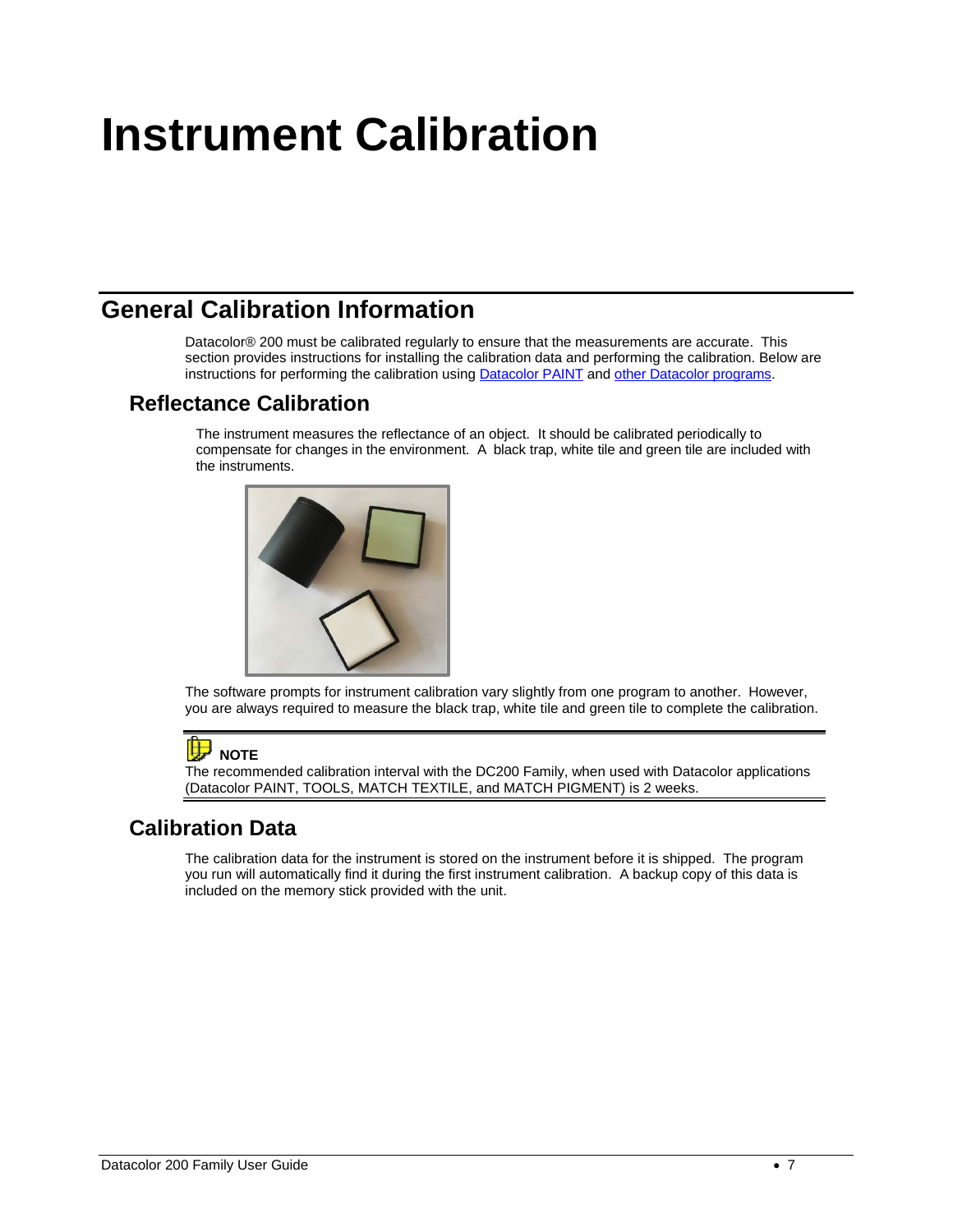# Instrument Calibration

## General Calibration Information

Datacolor® 200 must be calibrated regularly to ensure that the measurements are accurate. This section provides instructions for installing the calibration data and performing the calibration. Below are instructions for performing the calibration using Datacolor PAINT and other Datacolor programs.

### Reflectance Calibration

The instrument measures the reflectance of an object. It should be calibrated periodically to compensate for changes in the environment. A black trap, white tile and green tile are included with the instruments.

The software prompts for instrument calibration vary slightly from one program to another. However, you are always required to measure the black trap, white tile and green tile to complete the calibration.

**NOTE**
The recommended calibration interval with the DC200 Family, when used with Datacolor applications (Datacolor PAINT, TOOLS, MATCH TEXTILE, and MATCH PIGMENT) is 2 weeks.

### Calibration Data

The calibration data for the instrument is stored on the instrument before it is shipped. The program you run will automatically find it during the first instrument calibration. A backup copy of this data is included on the memory stick provided with the unit.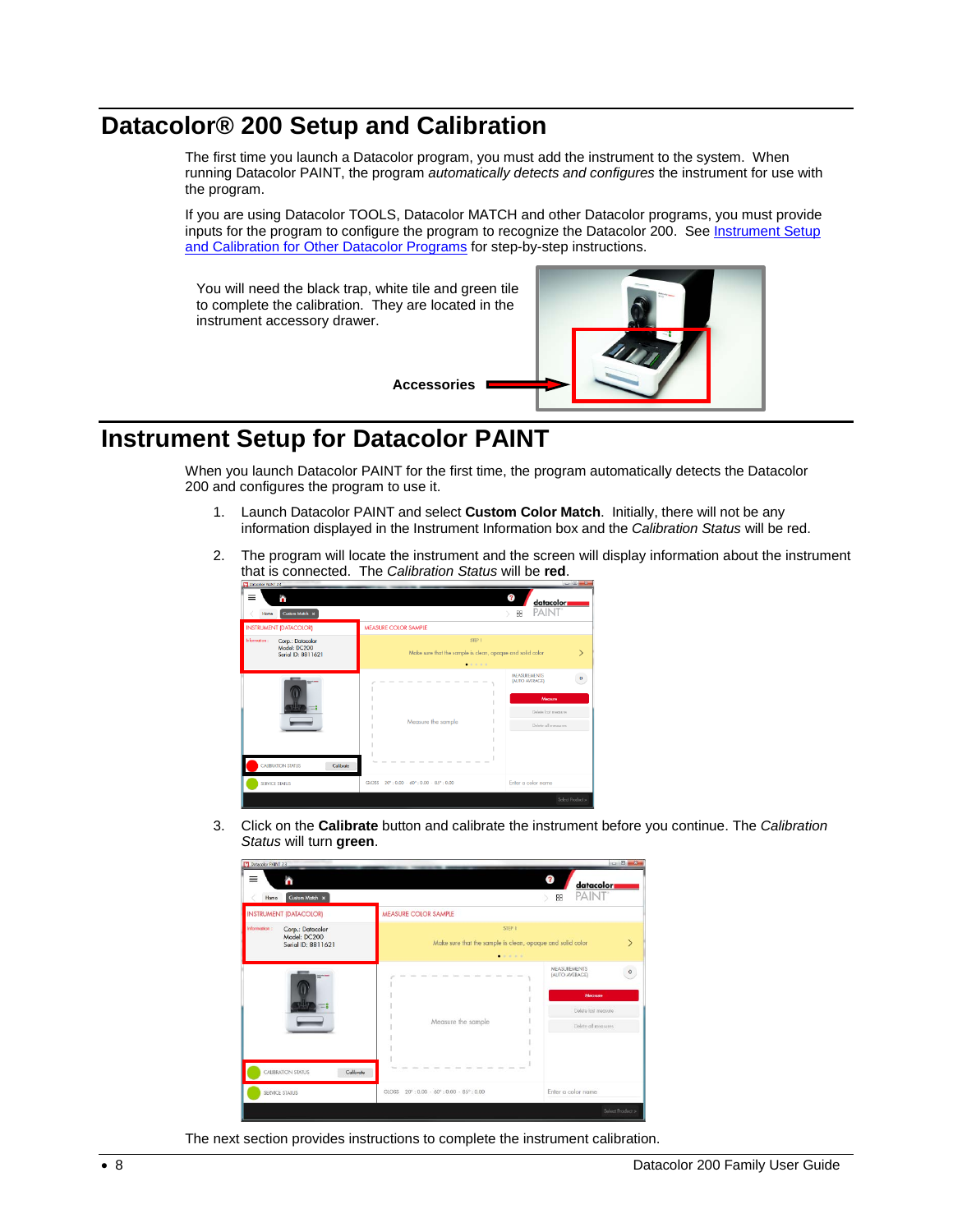# Datacolor® 200 Setup and Calibration

The first time you launch a Datacolor program, you must add the instrument to the system. When running Datacolor PAINT, the program *automatically detects and configures* the instrument for use with the program.

If you are using Datacolor TOOLS, Datacolor MATCH and other Datacolor programs, you must provide inputs for the program to configure the program to recognize the Datacolor 200. See [Instrument Setup and Calibration for Other Datacolor Programs] for step-by-step instructions.

You will need the black trap, white tile and green tile to complete the calibration. They are located in the instrument accessory drawer.

**Accessories**

# Instrument Setup for Datacolor PAINT

When you launch Datacolor PAINT for the first time, the program automatically detects the Datacolor 200 and configures the program to use it.

1. Launch Datacolor PAINT and select **Custom Color Match**. Initially, there will not be any information displayed in the Instrument Information box and the *Calibration Status* will be red.

2. The program will locate the instrument and the screen will display information about the instrument that is connected. The *Calibration Status* will be **red**.

3. Click on the **Calibrate** button and calibrate the instrument before you continue. The *Calibration Status* will turn **green**.

The next section provides instructions to complete the instrument calibration.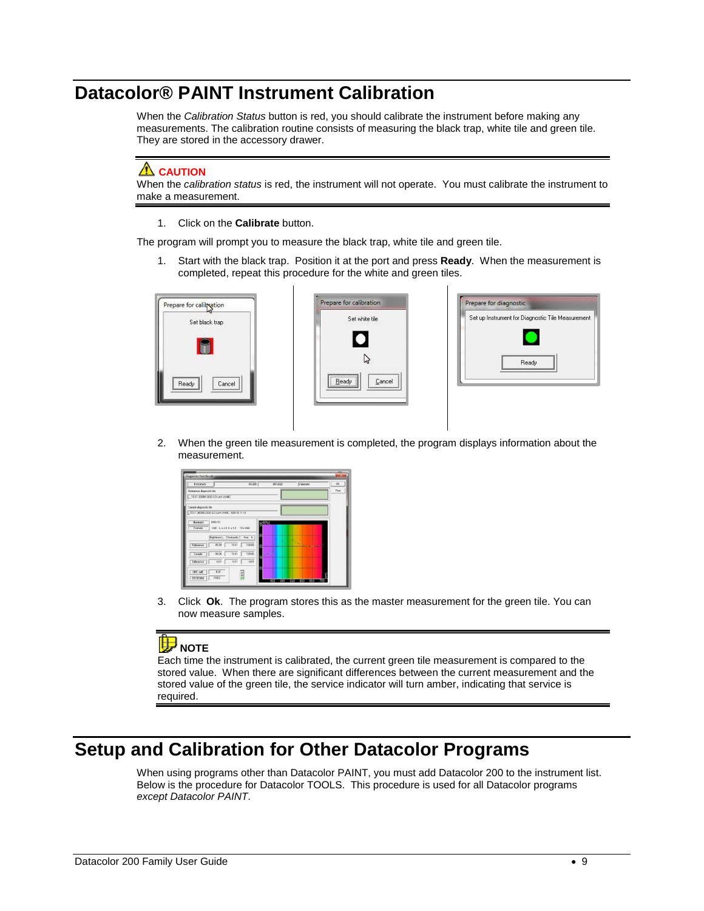# Datacolor® PAINT Instrument Calibration

When the *Calibration Status* button is red, you should calibrate the instrument before making any measurements. The calibration routine consists of measuring the black trap, white tile and green tile. They are stored in the accessory drawer.

**CAUTION**
When the *calibration status* is red, the instrument will not operate. You must calibrate the instrument to make a measurement.

1. Click on the **Calibrate** button.

The program will prompt you to measure the black trap, white tile and green tile.

1. Start with the black trap. Position it at the port and press **Ready**. When the measurement is completed, repeat this procedure for the white and green tiles.

2. When the green tile measurement is completed, the program displays information about the measurement.

3. Click **Ok**. The program stores this as the master measurement for the green tile. You can now measure samples.

**NOTE**
Each time the instrument is calibrated, the current green tile measurement is compared to the stored value. When there are significant differences between the current measurement and the stored value of the green tile, the service indicator will turn amber, indicating that service is required.

# Setup and Calibration for Other Datacolor Programs

When using programs other than Datacolor PAINT, you must add Datacolor 200 to the instrument list. Below is the procedure for Datacolor TOOLS. This procedure is used for all Datacolor programs *except Datacolor PAINT*.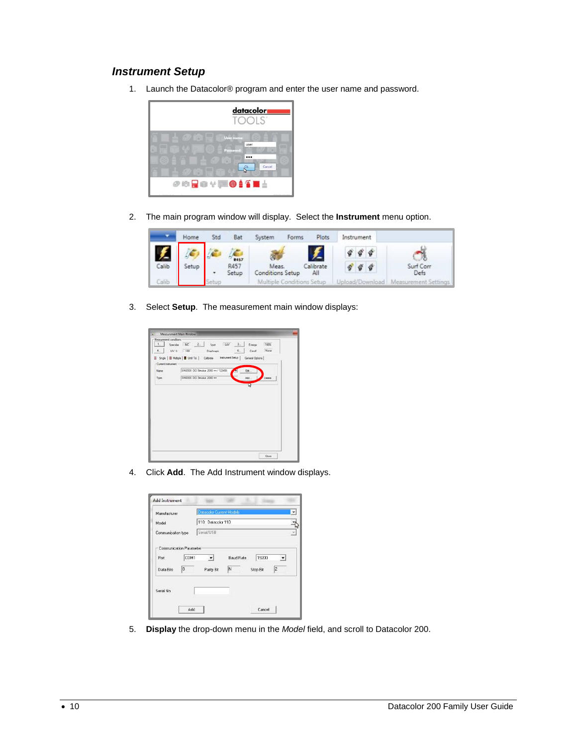### *Instrument Setup*

1. Launch the Datacolor® program and enter the user name and password.

2. The main program window will display. Select the **Instrument** menu option.

3. Select **Setup**. The measurement main window displays:

4. Click **Add**. The Add Instrument window displays.

5. **Display** the drop-down menu in the *Model* field, and scroll to Datacolor 200.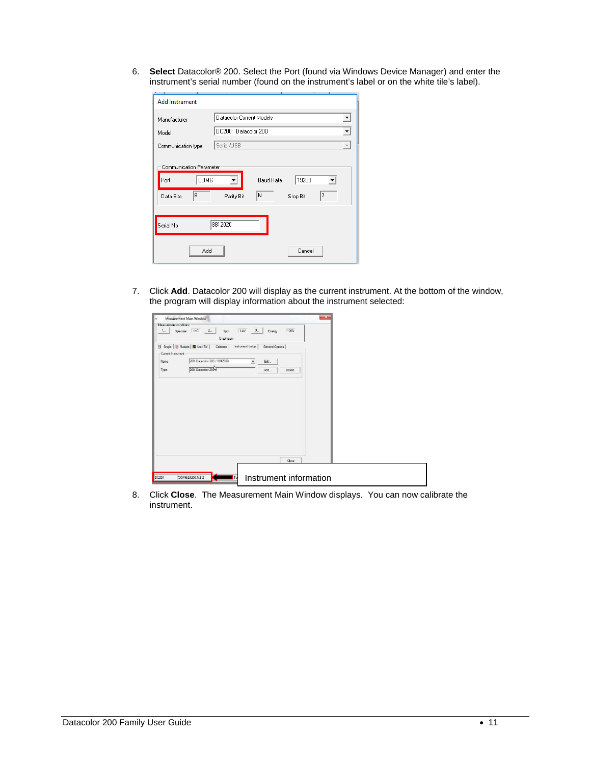6. **Select** Datacolor® 200. Select the Port (found via Windows Device Manager) and enter the instrument's serial number (found on the instrument's label or on the white tile's label).

7. Click **Add**. Datacolor 200 will display as the current instrument. At the bottom of the window, the program will display information about the instrument selected:

8. Click **Close**. The Measurement Main Window displays. You can now calibrate the instrument.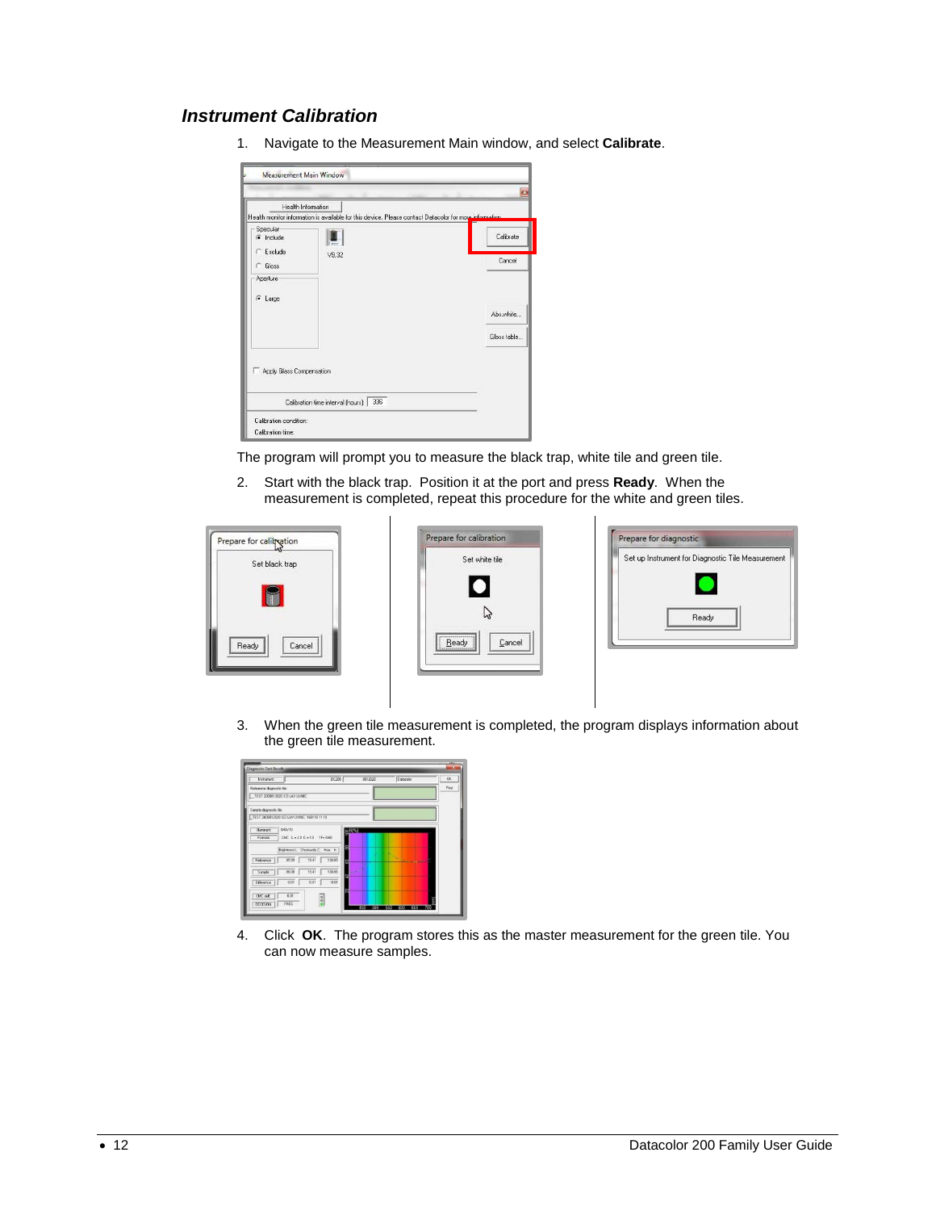## *Instrument Calibration*

1. Navigate to the Measurement Main window, and select **Calibrate**.

The program will prompt you to measure the black trap, white tile and green tile.

2. Start with the black trap. Position it at the port and press **Ready**. When the measurement is completed, repeat this procedure for the white and green tiles.

3. When the green tile measurement is completed, the program displays information about the green tile measurement.

4. Click **OK**. The program stores this as the master measurement for the green tile. You can now measure samples.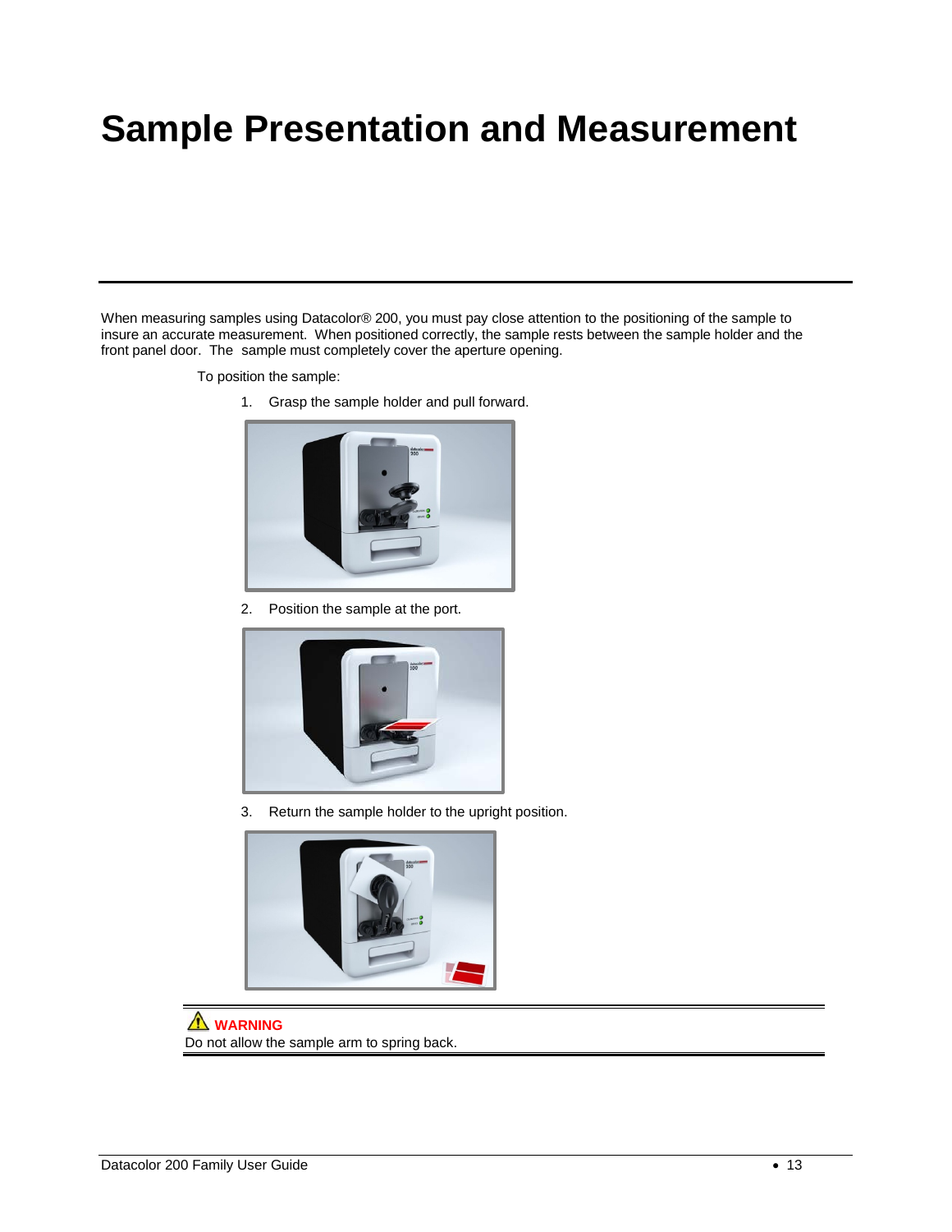# Sample Presentation and Measurement

When measuring samples using Datacolor® 200, you must pay close attention to the positioning of the sample to insure an accurate measurement. When positioned correctly, the sample rests between the sample holder and the front panel door. The sample must completely cover the aperture opening.

To position the sample:

1. Grasp the sample holder and pull forward.

2. Position the sample at the port.

3. Return the sample holder to the upright position.

**WARNING**
Do not allow the sample arm to spring back.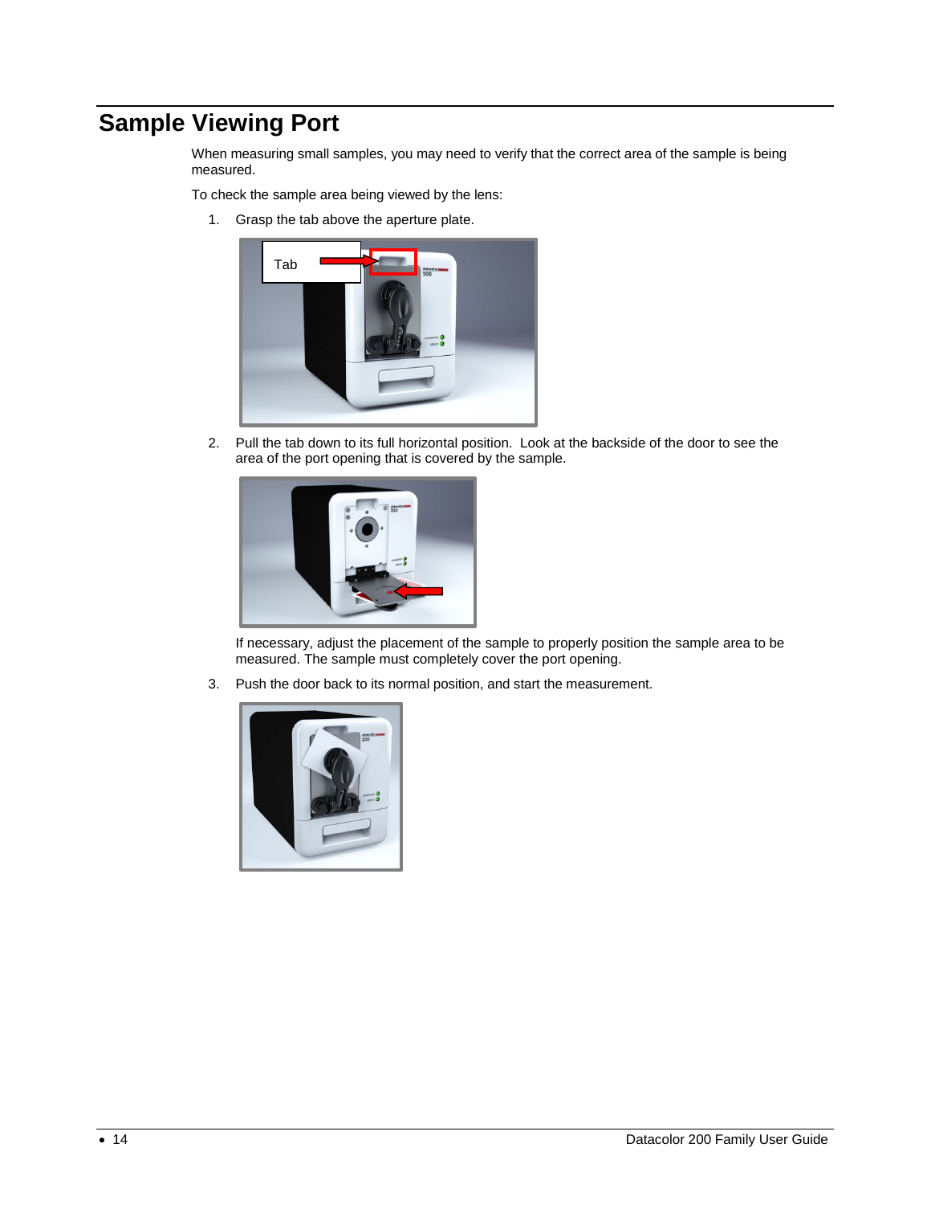# Sample Viewing Port

When measuring small samples, you may need to verify that the correct area of the sample is being measured.

To check the sample area being viewed by the lens:

1. Grasp the tab above the aperture plate.

2. Pull the tab down to its full horizontal position. Look at the backside of the door to see the area of the port opening that is covered by the sample.

   If necessary, adjust the placement of the sample to properly position the sample area to be measured. The sample must completely cover the port opening.

3. Push the door back to its normal position, and start the measurement.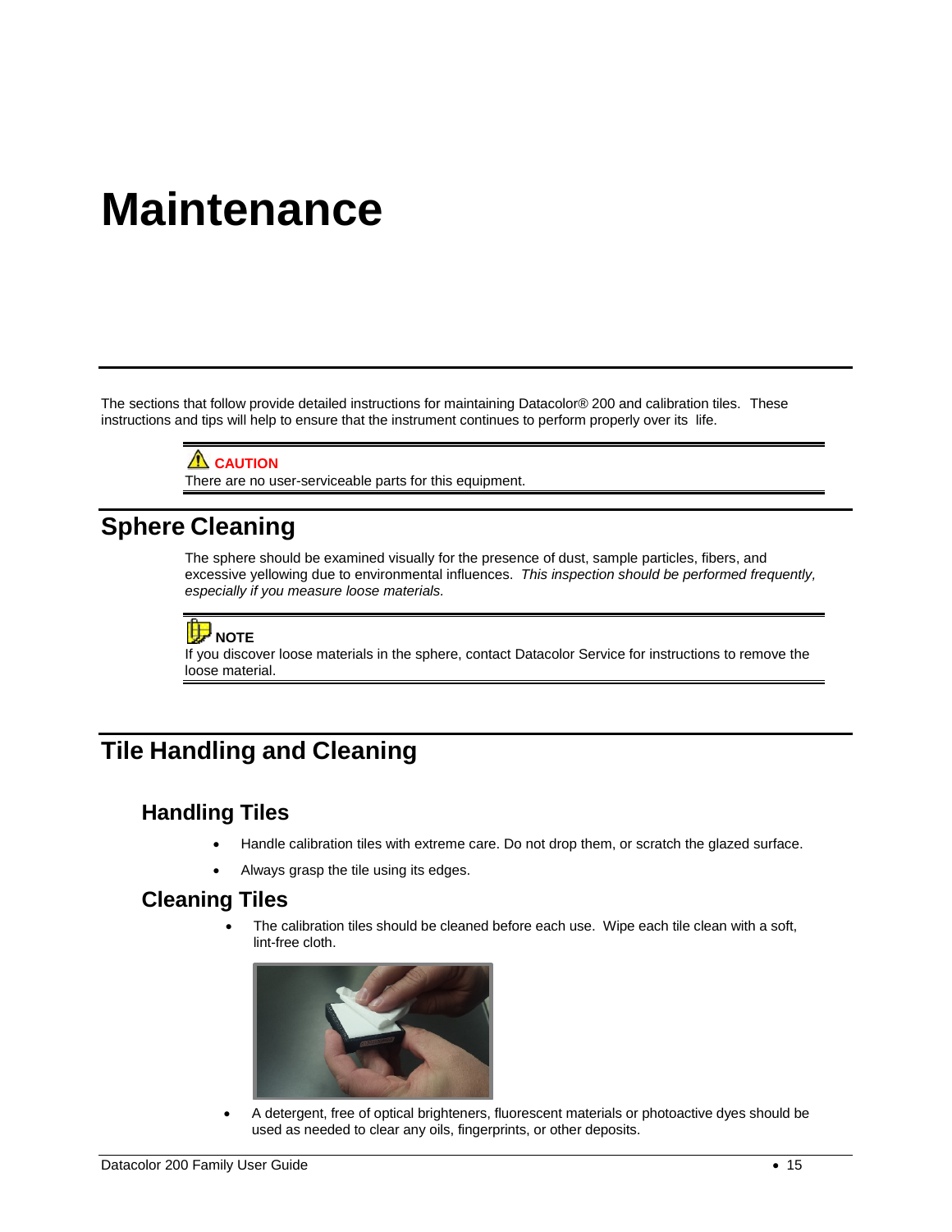# Maintenance

The sections that follow provide detailed instructions for maintaining Datacolor® 200 and calibration tiles. These instructions and tips will help to ensure that the instrument continues to perform properly over its life.

> **CAUTION**
> There are no user-serviceable parts for this equipment.

## Sphere Cleaning

The sphere should be examined visually for the presence of dust, sample particles, fibers, and excessive yellowing due to environmental influences. *This inspection should be performed frequently, especially if you measure loose materials.*

> **NOTE**
> If you discover loose materials in the sphere, contact Datacolor Service for instructions to remove the loose material.

## Tile Handling and Cleaning

### Handling Tiles

- Handle calibration tiles with extreme care. Do not drop them, or scratch the glazed surface.
- Always grasp the tile using its edges.

### Cleaning Tiles

- The calibration tiles should be cleaned before each use. Wipe each tile clean with a soft, lint-free cloth.
- A detergent, free of optical brighteners, fluorescent materials or photoactive dyes should be used as needed to clear any oils, fingerprints, or other deposits.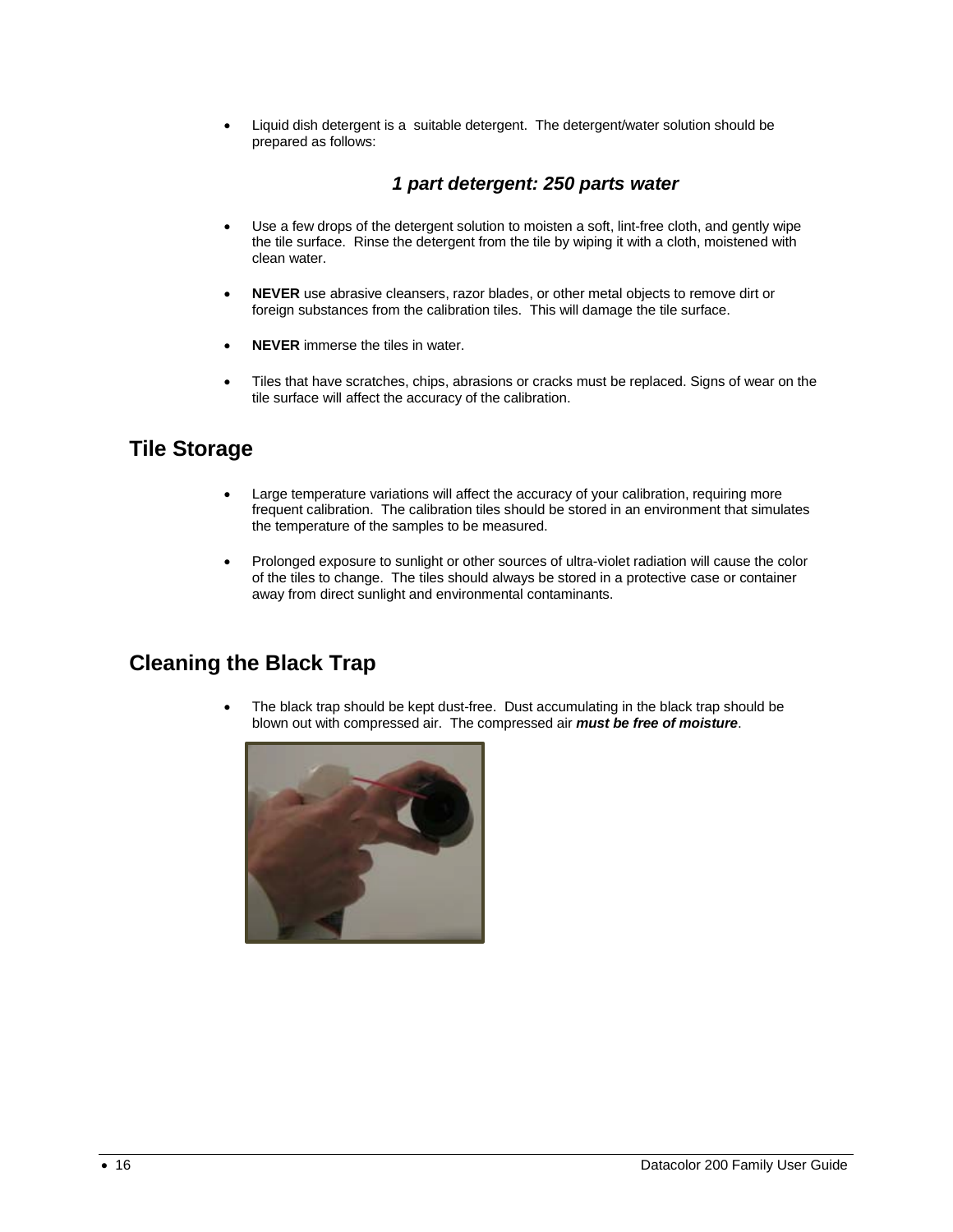- Liquid dish detergent is a suitable detergent. The detergent/water solution should be prepared as follows:

***1 part detergent: 250 parts water***

- Use a few drops of the detergent solution to moisten a soft, lint-free cloth, and gently wipe the tile surface. Rinse the detergent from the tile by wiping it with a cloth, moistened with clean water.

- **NEVER** use abrasive cleansers, razor blades, or other metal objects to remove dirt or foreign substances from the calibration tiles. This will damage the tile surface.

- **NEVER** immerse the tiles in water.

- Tiles that have scratches, chips, abrasions or cracks must be replaced. Signs of wear on the tile surface will affect the accuracy of the calibration.

## Tile Storage

- Large temperature variations will affect the accuracy of your calibration, requiring more frequent calibration. The calibration tiles should be stored in an environment that simulates the temperature of the samples to be measured.

- Prolonged exposure to sunlight or other sources of ultra-violet radiation will cause the color of the tiles to change. The tiles should always be stored in a protective case or container away from direct sunlight and environmental contaminants.

## Cleaning the Black Trap

- The black trap should be kept dust-free. Dust accumulating in the black trap should be blown out with compressed air. The compressed air ***must be free of moisture***.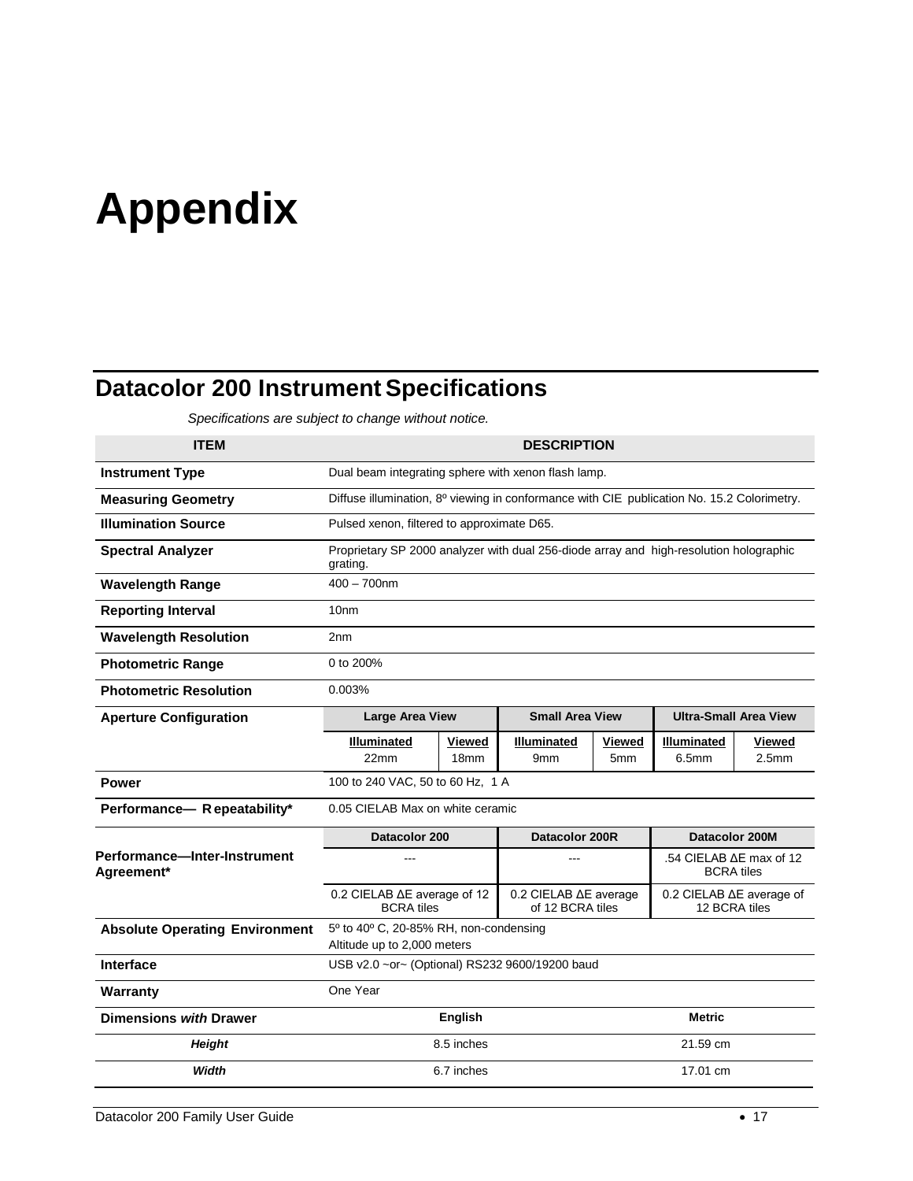# Appendix

## Datacolor 200 Instrument Specifications

*Specifications are subject to change without notice.*

| ITEM | DESCRIPTION | | | | | |
|---|---|---|---|---|---|---|
| **Instrument Type** | Dual beam integrating sphere with xenon flash lamp. | | | | | |
| **Measuring Geometry** | Diffuse illumination, 8º viewing in conformance with CIE publication No. 15.2 Colorimetry. | | | | | |
| **Illumination Source** | Pulsed xenon, filtered to approximate D65. | | | | | |
| **Spectral Analyzer** | Proprietary SP 2000 analyzer with dual 256-diode array and high-resolution holographic grating. | | | | | |
| **Wavelength Range** | 400 – 700nm | | | | | |
| **Reporting Interval** | 10nm | | | | | |
| **Wavelength Resolution** | 2nm | | | | | |
| **Photometric Range** | 0 to 200% | | | | | |
| **Photometric Resolution** | 0.003% | | | | | |
| **Aperture Configuration** | **Large Area View** | | **Small Area View** | | **Ultra-Small Area View** | |
| | **Illuminated** 22mm | **Viewed** 18mm | **Illuminated** 9mm | **Viewed** 5mm | **Illuminated** 6.5mm | **Viewed** 2.5mm |
| **Power** | 100 to 240 VAC, 50 to 60 Hz, 1 A | | | | | |
| **Performance— Repeatability*** | 0.05 CIELAB Max on white ceramic | | | | | |
| **Performance—Inter-Instrument Agreement*** | **Datacolor 200** | | **Datacolor 200R** | | **Datacolor 200M** | |
| | --- | | --- | | .54 CIELAB ΔE max of 12 BCRA tiles | |
| | 0.2 CIELAB ΔE average of 12 BCRA tiles | | 0.2 CIELAB ΔE average of 12 BCRA tiles | | 0.2 CIELAB ΔE average of 12 BCRA tiles | |
| **Absolute Operating Environment** | 5º to 40º C, 20-85% RH, non-condensing<br>Altitude up to 2,000 meters | | | | | |
| **Interface** | USB v2.0 ~or~ (Optional) RS232 9600/19200 baud | | | | | |
| **Warranty** | One Year | | | | | |
| **Dimensions *with* Drawer** | **English** | | | **Metric** | | |
| ***Height*** | 8.5 inches | | | 21.59 cm | | |
| ***Width*** | 6.7 inches | | | 17.01 cm | | |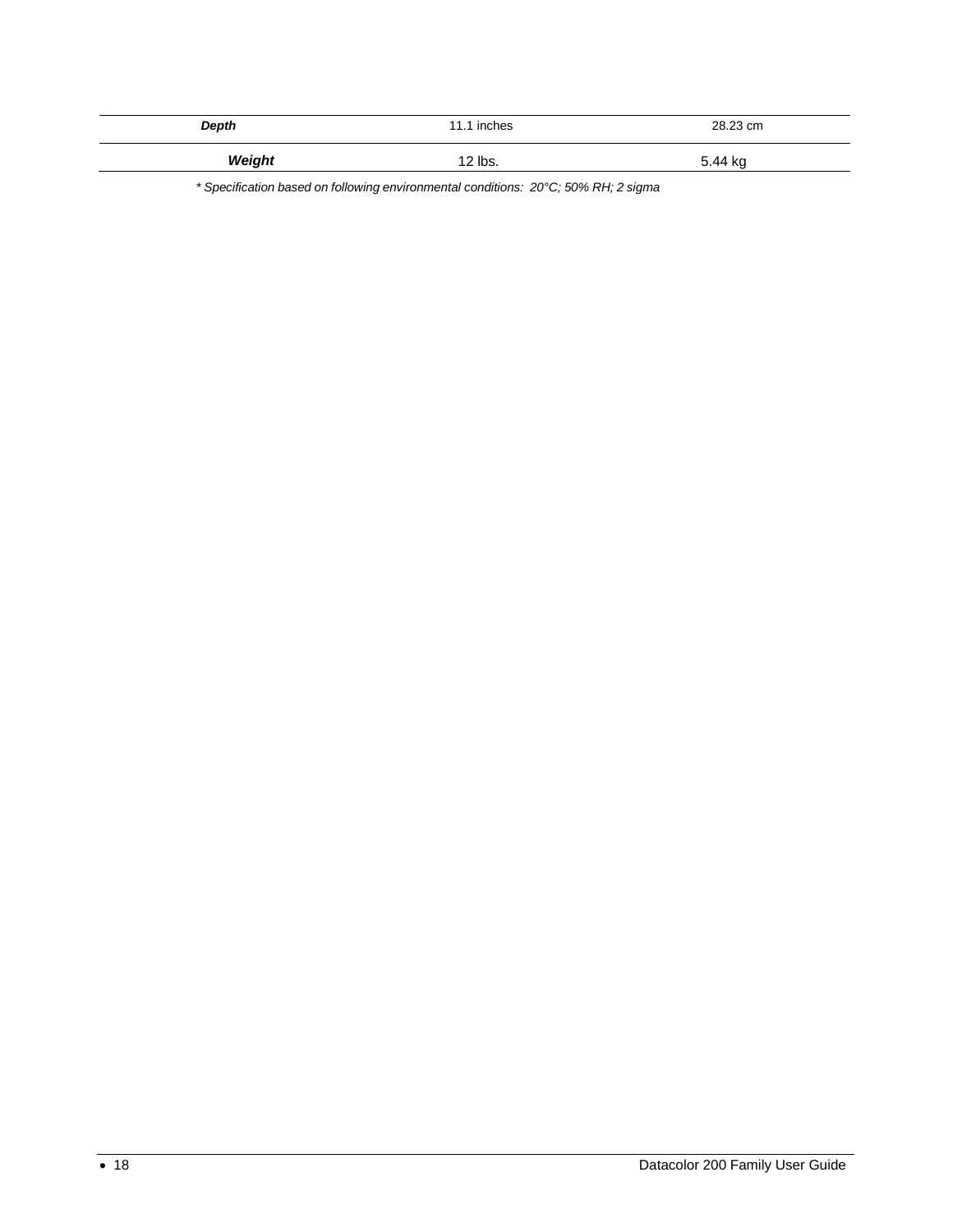| | | |
|---|---|---|
| ***Depth*** | 11.1 inches | 28.23 cm |
| ***Weight*** | 12 lbs. | 5.44 kg |

*\* Specification based on following environmental conditions: 20°C; 50% RH; 2 sigma*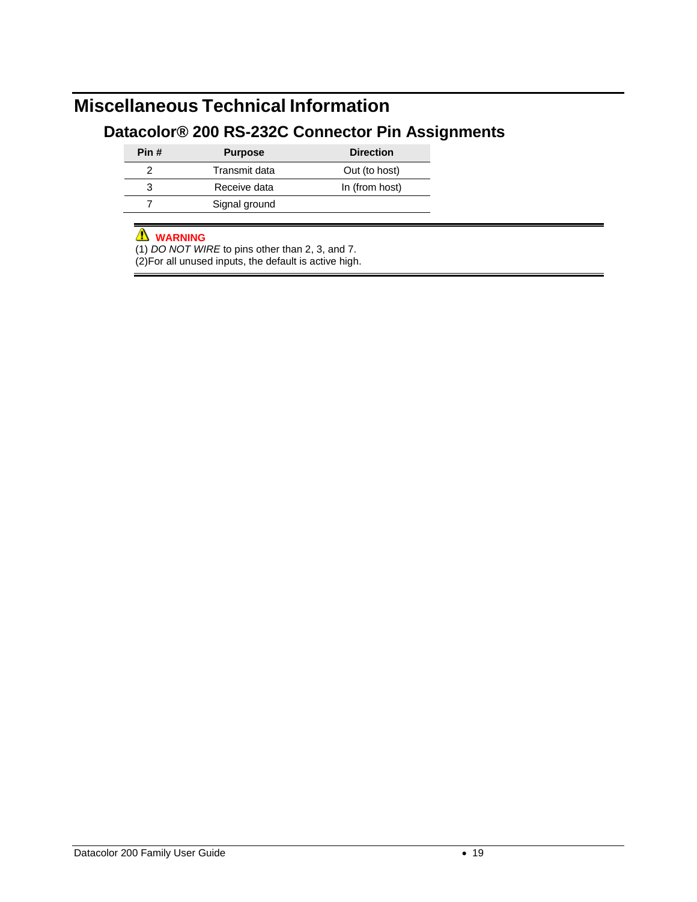# Miscellaneous Technical Information

## Datacolor® 200 RS-232C Connector Pin Assignments

| Pin # | Purpose | Direction |
|---|---|---|
| 2 | Transmit data | Out (to host) |
| 3 | Receive data | In (from host) |
| 7 | Signal ground | |

**WARNING**

(1) *DO NOT WIRE* to pins other than 2, 3, and 7.

(2)For all unused inputs, the default is active high.